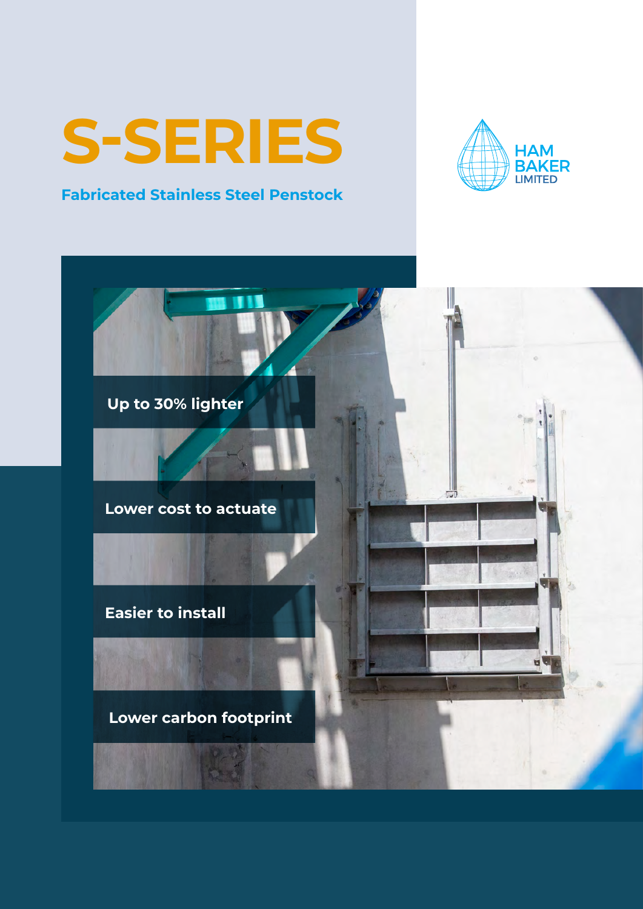# S-SERIES

**Fabricated Stainless Steel Penstock**

HAM BAKER LIMITED

- **Up to 30% lighter**
- **Lower cost to actuate**
- **Easier to install**
- **Lower carbon footprint**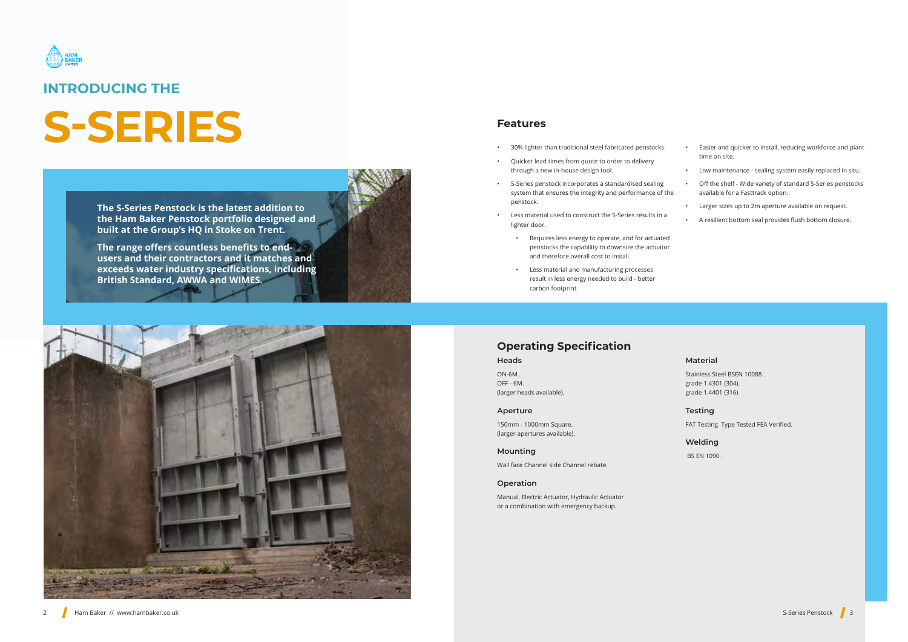## INTRODUCING THE

# S-SERIES

**The S-Series Penstock is the latest addition to the Ham Baker Penstock portfolio designed and built at the Group's HQ in Stoke on Trent.**

**The range offers countless benefits to end-users and their contractors and it matches and exceeds water industry specifications, including British Standard, AWWA and WIMES.**

## Features

- 30% lighter than traditional steel fabricated penstocks.
- Quicker lead times from quote to order to delivery through a new in-house design tool.
- S-Series penstock incorporates a standardised sealing system that ensures the integrity and performance of the penstock.
- Less material used to construct the S-Series results in a lighter door.
  - Requires less energy to operate, and for actuated penstocks the capability to downsize the actuator and therefore overall cost to install.
  - Less material and manufacturing processes result in less energy needed to build - better carbon footprint.
- Easier and quicker to install, reducing workforce and plant time on site.
- Low maintenance - sealing system easily replaced in situ.
- Off the shelf - Wide variety of standard S-Series penstocks available for a Fasttrack option.
- Larger sizes up to 2m aperture available on request.
- A resilient bottom seal provides flush bottom closure.

## Operating Specification

### Heads

ON-6M .
OFF - 6M.
(larger heads available).

### Aperture

150mm - 1000mm Square.
(larger apertures available).

### Mounting

Wall face Channel side Channel rebate.

### Operation

Manual, Electric Actuator, Hydraulic Actuator or a combination with emergency backup.

### Material

Stainless Steel BSEN 10088 .
grade 1.4301 (304).
grade 1.4401 (316)

### Testing

FAT Testing Type Tested FEA Verified.

### Welding

BS EN 1090 .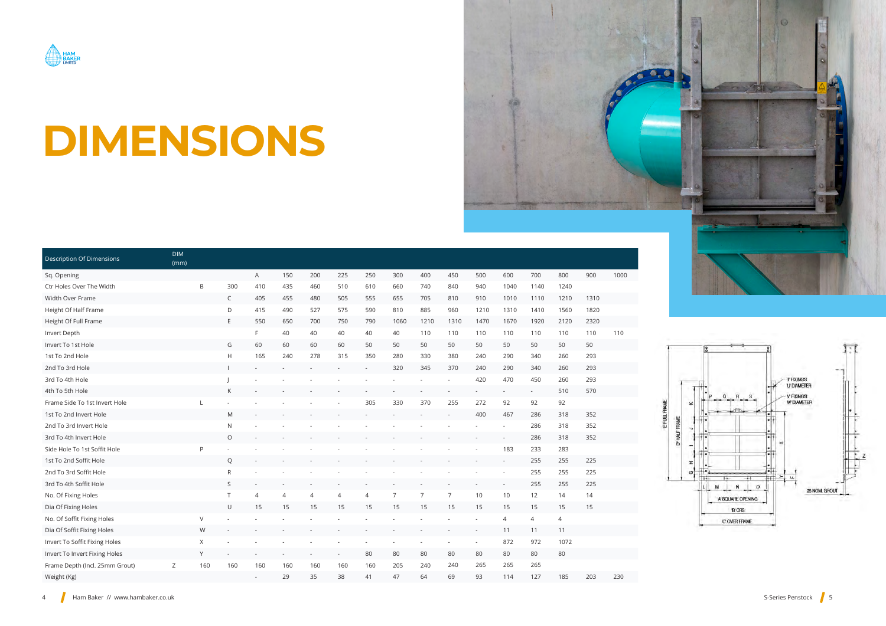# DIMENSIONS

| Description Of Dimensions | DIM (mm) | | | | | | | | | | | | | | | | |
|---|---|---|---|---|---|---|---|---|---|---|---|---|---|---|---|---|---|
| Sq. Opening | | | | A | 150 | 200 | 225 | 250 | 300 | 400 | 450 | 500 | 600 | 700 | 800 | 900 | 1000 |
| Ctr Holes Over The Width | | B | 300 | 410 | 435 | 460 | 510 | 610 | 660 | 740 | 840 | 940 | 1040 | 1140 | 1240 | | |
| Width Over Frame | | | C | 405 | 455 | 480 | 505 | 555 | 655 | 705 | 810 | 910 | 1010 | 1110 | 1210 | 1310 | |
| Height Of Half Frame | | | D | 415 | 490 | 527 | 575 | 590 | 810 | 885 | 960 | 1210 | 1310 | 1410 | 1560 | 1820 | |
| Height Of Full Frame | | | E | 550 | 650 | 700 | 750 | 790 | 1060 | 1210 | 1310 | 1470 | 1670 | 1920 | 2120 | 2320 | |
| Invert Depth | | | | F | 40 | 40 | 40 | 40 | 40 | 110 | 110 | 110 | 110 | 110 | 110 | 110 | 110 |
| Invert To 1st Hole | | | G | 60 | 60 | 60 | 60 | 50 | 50 | 50 | 50 | 50 | 50 | 50 | 50 | 50 | |
| 1st To 2nd Hole | | | H | 165 | 240 | 278 | 315 | 350 | 280 | 330 | 380 | 240 | 290 | 340 | 260 | 293 | |
| 2nd To 3rd Hole | | | I | - | - | - | - | - | 320 | 345 | 370 | 240 | 290 | 340 | 260 | 293 | |
| 3rd To 4th Hole | | | J | - | - | - | - | - | - | - | - | 420 | 470 | 450 | 260 | 293 | |
| 4th To 5th Hole | | | K | - | - | - | - | - | - | - | - | - | - | - | 510 | 570 | |
| Frame Side To 1st Invert Hole | | L | - | - | - | - | - | 305 | 330 | 370 | 255 | 272 | 92 | 92 | 92 | | |
| 1st To 2nd Invert Hole | | | M | - | - | - | - | - | - | - | - | 400 | 467 | 286 | 318 | 352 | |
| 2nd To 3rd Invert Hole | | | N | - | - | - | - | - | - | - | - | - | - | 286 | 318 | 352 | |
| 3rd To 4th Invert Hole | | | O | - | - | - | - | - | - | - | - | - | - | 286 | 318 | 352 | |
| Side Hole To 1st Soffit Hole | | P | - | - | - | - | - | - | - | - | - | - | 183 | 233 | 283 | | |
| 1st To 2nd Soffit Hole | | | Q | - | - | - | - | - | - | - | - | - | - | 255 | 255 | 225 | |
| 2nd To 3rd Soffit Hole | | | R | - | - | - | - | - | - | - | - | - | - | 255 | 255 | 225 | |
| 3rd To 4th Soffit Hole | | | S | - | - | - | - | - | - | - | - | - | - | 255 | 255 | 225 | |
| No. Of Fixing Holes | | | T | 4 | 4 | 4 | 4 | 4 | 7 | 7 | 7 | 10 | 10 | 12 | 14 | 14 | |
| Dia Of Fixing Holes | | | U | 15 | 15 | 15 | 15 | 15 | 15 | 15 | 15 | 15 | 15 | 15 | 15 | 15 | |
| No. Of Soffit Fixing Holes | | V | - | - | - | - | - | - | - | - | - | - | 4 | 4 | 4 | | |
| Dia Of Soffit Fixing Holes | | W | - | - | - | - | - | - | - | - | - | - | 11 | 11 | 11 | | |
| Invert To Soffit Fixing Holes | | X | - | - | - | - | - | - | - | - | - | - | 872 | 972 | 1072 | | |
| Invert To Invert Fixing Holes | | Y | - | - | - | - | - | 80 | 80 | 80 | 80 | 80 | 80 | 80 | 80 | | |
| Frame Depth (Incl. 25mm Grout) | Z | 160 | 160 | 160 | 160 | 160 | 160 | 160 | 205 | 240 | 240 | 265 | 265 | 265 | | | |
| Weight (Kg) | | | | - | 29 | 35 | 38 | 41 | 47 | 64 | 69 | 93 | 114 | 127 | 185 | 203 | 230 |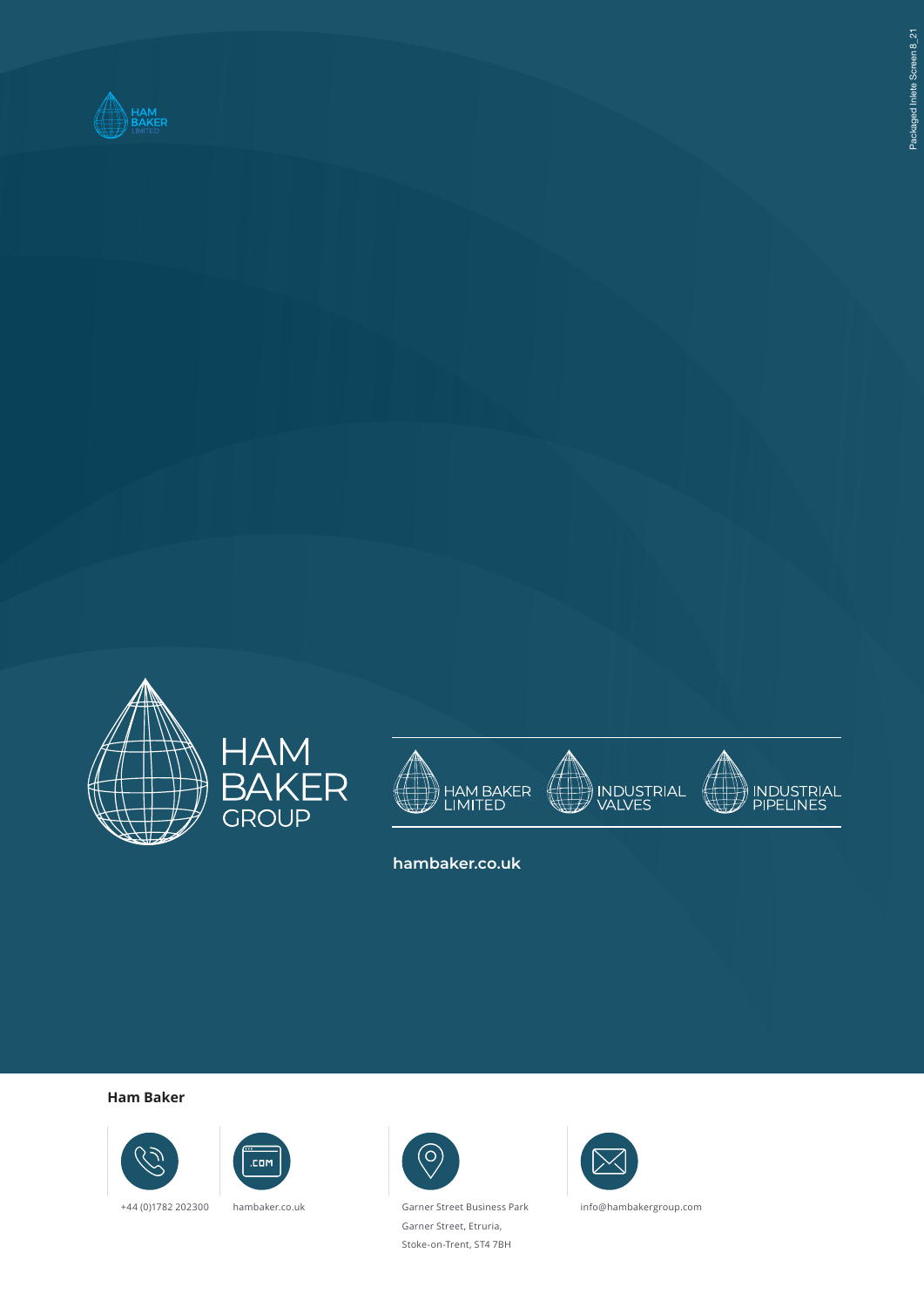HAM BAKER GROUP

HAM BAKER LIMITED

INDUSTRIAL VALVES

INDUSTRIAL PIPELINES

**hambaker.co.uk**

**Ham Baker**

+44 (0)1782 202300

hambaker.co.uk

Garner Street Business Park
Garner Street, Etruria,
Stoke-on-Trent, ST4 7BH

info@hambakergroup.com